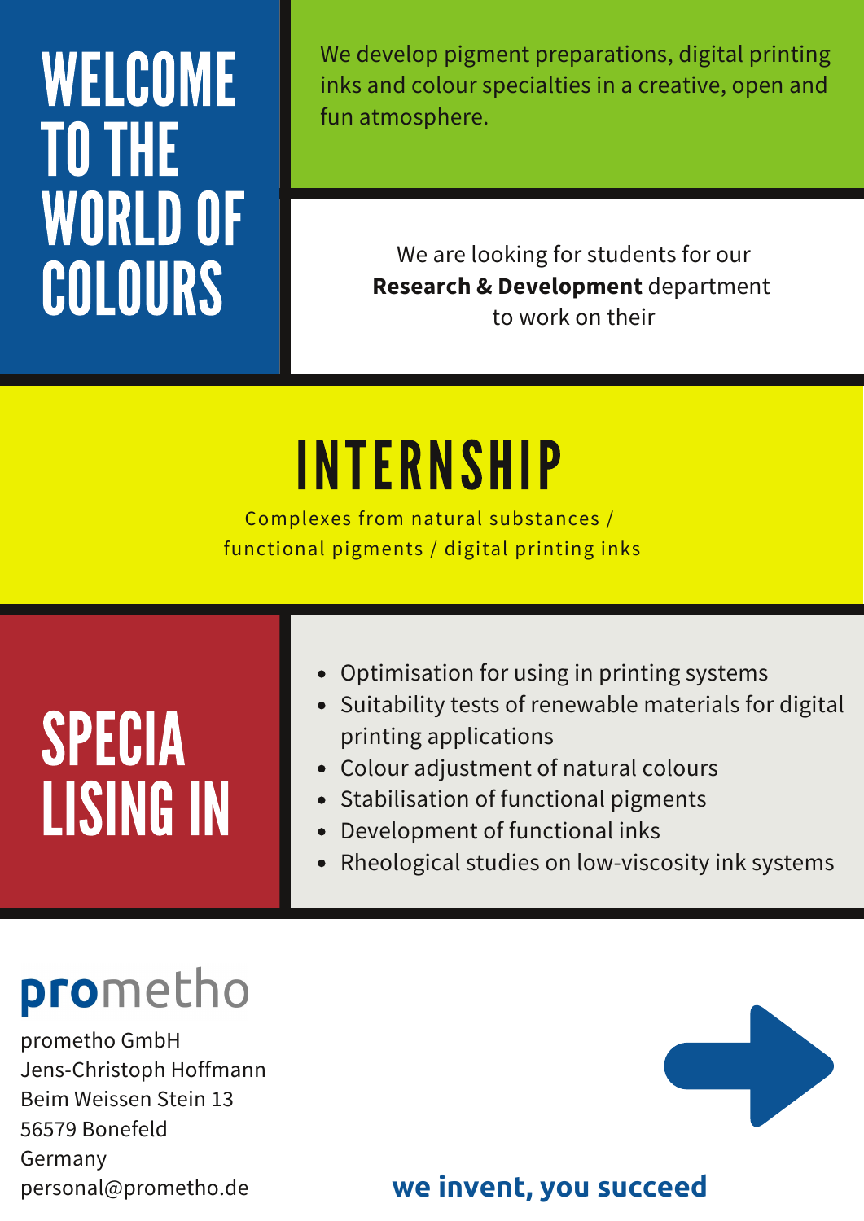# WELCOME TO THE WORLD OF COLOURS

We develop pigment preparations, digital printing inks and colour specialties in a creative, open and fun atmosphere.

We are looking for students for our **Research & Development** department to work on their

# INTERNSHIP

Complexes from natural substances / functional pigments / digital printing inks

## SPECIALISING IN

- Optimisation for using in printing systems
- Suitability tests of renewable materials for digital printing applications
- Colour adjustment of natural colours
- Stabilisation of functional pigments
- Development of functional inks
- Rheological studies on low-viscosity ink systems

**pro**metho

prometho GmbH
Jens-Christoph Hoffmann
Beim Weissen Stein 13
56579 Bonefeld
Germany
personal@prometho.de

**we invent, you succeed**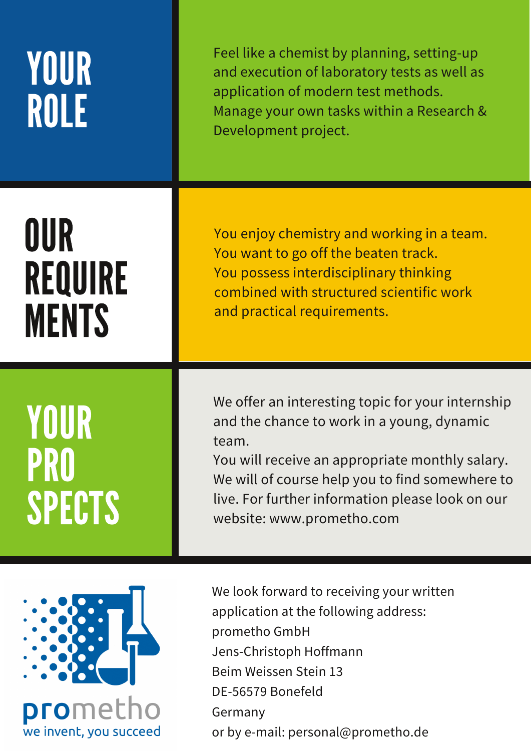## YOUR ROLE

Feel like a chemist by planning, setting-up and execution of laboratory tests as well as application of modern test methods.
Manage your own tasks within a Research & Development project.

## OUR REQUIREMENTS

You enjoy chemistry and working in a team.
You want to go off the beaten track.
You possess interdisciplinary thinking combined with structured scientific work and practical requirements.

## YOUR PROSPECTS

We offer an interesting topic for your internship and the chance to work in a young, dynamic team.
You will receive an appropriate monthly salary.
We will of course help you to find somewhere to live. For further information please look on our website: www.prometho.com

prometho
we invent, you succeed

We look forward to receiving your written application at the following address:
prometho GmbH
Jens-Christoph Hoffmann
Beim Weissen Stein 13
DE-56579 Bonefeld
Germany
or by e-mail: personal@prometho.de